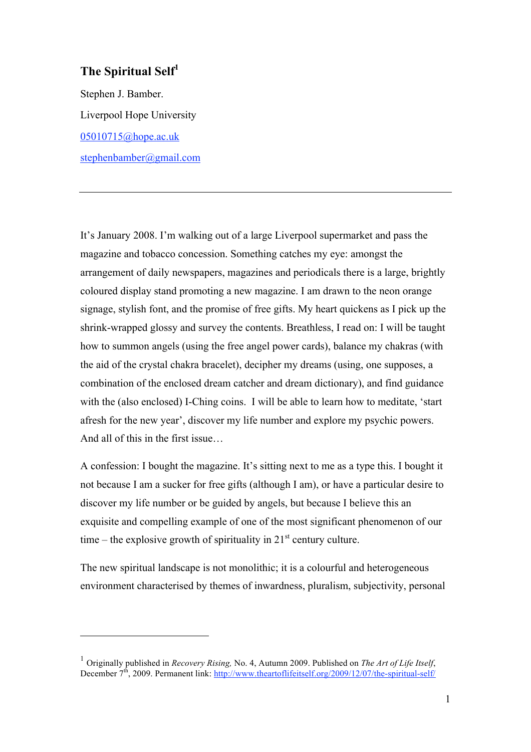# The Spiritual Self[1]

Stephen J. Bamber.

Liverpool Hope University

05010715@hope.ac.uk

stephenbamber@gmail.com

---

It's January 2008. I'm walking out of a large Liverpool supermarket and pass the magazine and tobacco concession. Something catches my eye: amongst the arrangement of daily newspapers, magazines and periodicals there is a large, brightly coloured display stand promoting a new magazine. I am drawn to the neon orange signage, stylish font, and the promise of free gifts. My heart quickens as I pick up the shrink-wrapped glossy and survey the contents. Breathless, I read on: I will be taught how to summon angels (using the free angel power cards), balance my chakras (with the aid of the crystal chakra bracelet), decipher my dreams (using, one supposes, a combination of the enclosed dream catcher and dream dictionary), and find guidance with the (also enclosed) I-Ching coins. I will be able to learn how to meditate, 'start afresh for the new year', discover my life number and explore my psychic powers. And all of this in the first issue…

A confession: I bought the magazine. It's sitting next to me as a type this. I bought it not because I am a sucker for free gifts (although I am), or have a particular desire to discover my life number or be guided by angels, but because I believe this an exquisite and compelling example of one of the most significant phenomenon of our time – the explosive growth of spirituality in 21st century culture.

The new spiritual landscape is not monolithic; it is a colourful and heterogeneous environment characterised by themes of inwardness, pluralism, subjectivity, personal

---

[1] Originally published in *Recovery Rising,* No. 4, Autumn 2009. Published on *The Art of Life Itself*, December 7th, 2009. Permanent link: http://www.theartoflifeitself.org/2009/12/07/the-spiritual-self/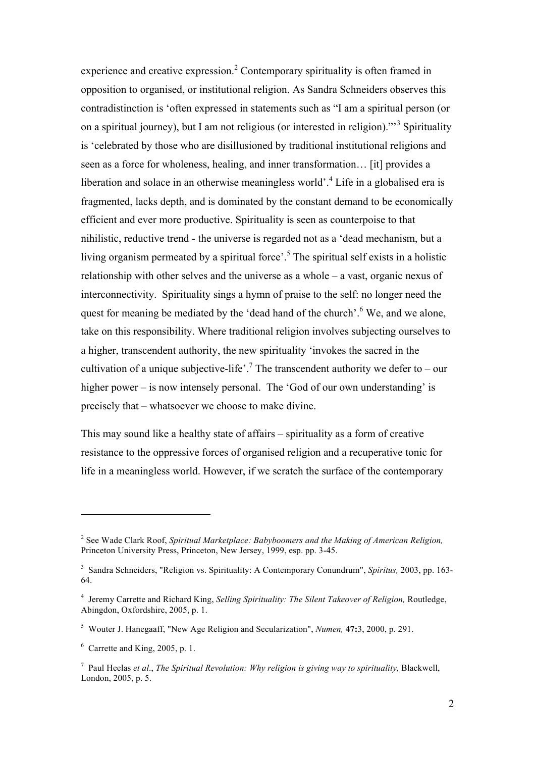experience and creative expression.[2] Contemporary spirituality is often framed in opposition to organised, or institutional religion. As Sandra Schneiders observes this contradistinction is 'often expressed in statements such as "I am a spiritual person (or on a spiritual journey), but I am not religious (or interested in religion)."'[3] Spirituality is 'celebrated by those who are disillusioned by traditional institutional religions and seen as a force for wholeness, healing, and inner transformation… [it] provides a liberation and solace in an otherwise meaningless world'.[4] Life in a globalised era is fragmented, lacks depth, and is dominated by the constant demand to be economically efficient and ever more productive. Spirituality is seen as counterpoise to that nihilistic, reductive trend - the universe is regarded not as a 'dead mechanism, but a living organism permeated by a spiritual force'.[5] The spiritual self exists in a holistic relationship with other selves and the universe as a whole – a vast, organic nexus of interconnectivity. Spirituality sings a hymn of praise to the self: no longer need the quest for meaning be mediated by the 'dead hand of the church'.[6] We, and we alone, take on this responsibility. Where traditional religion involves subjecting ourselves to a higher, transcendent authority, the new spirituality 'invokes the sacred in the cultivation of a unique subjective-life'.[7] The transcendent authority we defer to – our higher power – is now intensely personal. The 'God of our own understanding' is precisely that – whatsoever we choose to make divine.

This may sound like a healthy state of affairs – spirituality as a form of creative resistance to the oppressive forces of organised religion and a recuperative tonic for life in a meaningless world. However, if we scratch the surface of the contemporary

---

[2] See Wade Clark Roof, *Spiritual Marketplace: Babyboomers and the Making of American Religion,* Princeton University Press, Princeton, New Jersey, 1999, esp. pp. 3-45.

[3] Sandra Schneiders, "Religion vs. Spirituality: A Contemporary Conundrum", *Spiritus,* 2003, pp. 163-64.

[4] Jeremy Carrette and Richard King, *Selling Spirituality: The Silent Takeover of Religion,* Routledge, Abingdon, Oxfordshire, 2005, p. 1.

[5] Wouter J. Hanegaaff, "New Age Religion and Secularization", *Numen,* **47:**3, 2000, p. 291.

[6] Carrette and King, 2005, p. 1.

[7] Paul Heelas *et al*., *The Spiritual Revolution: Why religion is giving way to spirituality,* Blackwell, London, 2005, p. 5.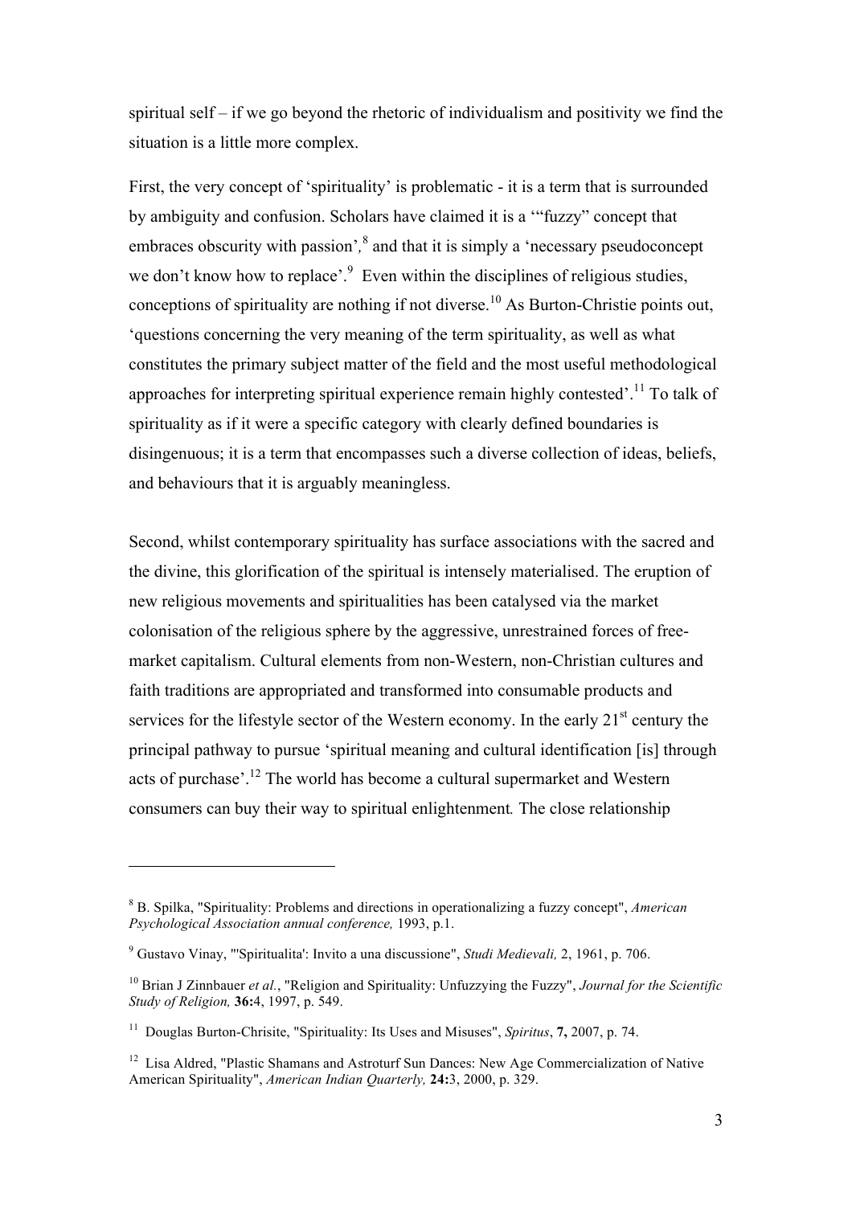spiritual self – if we go beyond the rhetoric of individualism and positivity we find the situation is a little more complex.

First, the very concept of 'spirituality' is problematic - it is a term that is surrounded by ambiguity and confusion. Scholars have claimed it is a '"fuzzy" concept that embraces obscurity with passion',[8] and that it is simply a 'necessary pseudoconcept we don't know how to replace'.[9] Even within the disciplines of religious studies, conceptions of spirituality are nothing if not diverse.[10] As Burton-Christie points out, 'questions concerning the very meaning of the term spirituality, as well as what constitutes the primary subject matter of the field and the most useful methodological approaches for interpreting spiritual experience remain highly contested'.[11] To talk of spirituality as if it were a specific category with clearly defined boundaries is disingenuous; it is a term that encompasses such a diverse collection of ideas, beliefs, and behaviours that it is arguably meaningless.

Second, whilst contemporary spirituality has surface associations with the sacred and the divine, this glorification of the spiritual is intensely materialised. The eruption of new religious movements and spiritualities has been catalysed via the market colonisation of the religious sphere by the aggressive, unrestrained forces of free-market capitalism. Cultural elements from non-Western, non-Christian cultures and faith traditions are appropriated and transformed into consumable products and services for the lifestyle sector of the Western economy. In the early 21st century the principal pathway to pursue 'spiritual meaning and cultural identification [is] through acts of purchase'.[12] The world has become a cultural supermarket and Western consumers can buy their way to spiritual enlightenment*.* The close relationship

---

[8] B. Spilka, "Spirituality: Problems and directions in operationalizing a fuzzy concept", *American Psychological Association annual conference,* 1993, p.1.

[9] Gustavo Vinay, "'Spiritualita': Invito a una discussione", *Studi Medievali,* 2, 1961, p. 706.

[10] Brian J Zinnbauer *et al.*, "Religion and Spirituality: Unfuzzying the Fuzzy", *Journal for the Scientific Study of Religion,* **36:**4, 1997, p. 549.

[11] Douglas Burton-Chrisite, "Spirituality: Its Uses and Misuses", *Spiritus*, **7,** 2007, p. 74.

[12] Lisa Aldred, "Plastic Shamans and Astroturf Sun Dances: New Age Commercialization of Native American Spirituality", *American Indian Quarterly,* **24:**3, 2000, p. 329.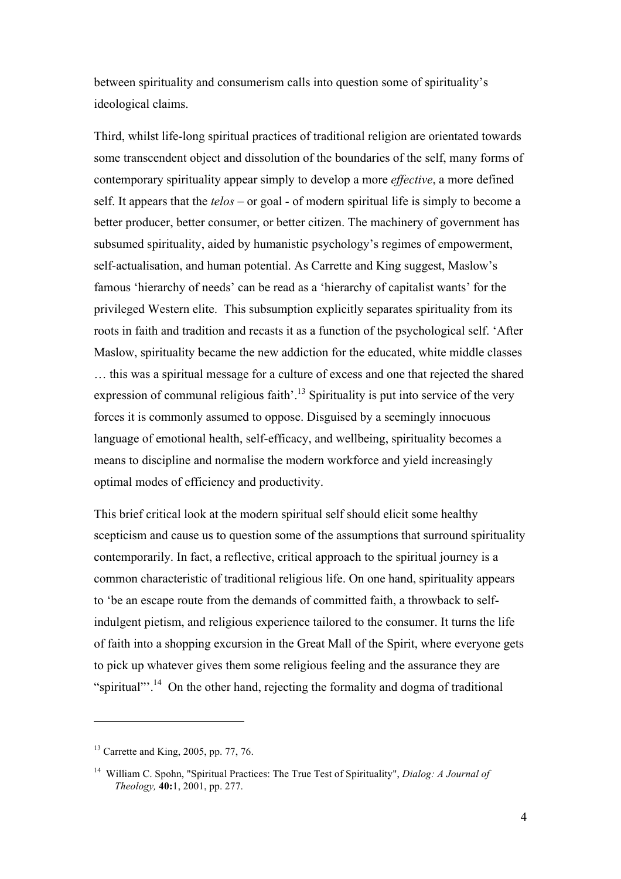between spirituality and consumerism calls into question some of spirituality's ideological claims.

Third, whilst life-long spiritual practices of traditional religion are orientated towards some transcendent object and dissolution of the boundaries of the self, many forms of contemporary spirituality appear simply to develop a more *effective*, a more defined self. It appears that the *telos* – or goal - of modern spiritual life is simply to become a better producer, better consumer, or better citizen. The machinery of government has subsumed spirituality, aided by humanistic psychology's regimes of empowerment, self-actualisation, and human potential. As Carrette and King suggest, Maslow's famous 'hierarchy of needs' can be read as a 'hierarchy of capitalist wants' for the privileged Western elite. This subsumption explicitly separates spirituality from its roots in faith and tradition and recasts it as a function of the psychological self. 'After Maslow, spirituality became the new addiction for the educated, white middle classes … this was a spiritual message for a culture of excess and one that rejected the shared expression of communal religious faith'.[13] Spirituality is put into service of the very forces it is commonly assumed to oppose. Disguised by a seemingly innocuous language of emotional health, self-efficacy, and wellbeing, spirituality becomes a means to discipline and normalise the modern workforce and yield increasingly optimal modes of efficiency and productivity.

This brief critical look at the modern spiritual self should elicit some healthy scepticism and cause us to question some of the assumptions that surround spirituality contemporarily. In fact, a reflective, critical approach to the spiritual journey is a common characteristic of traditional religious life. On one hand, spirituality appears to 'be an escape route from the demands of committed faith, a throwback to self-indulgent pietism, and religious experience tailored to the consumer. It turns the life of faith into a shopping excursion in the Great Mall of the Spirit, where everyone gets to pick up whatever gives them some religious feeling and the assurance they are "spiritual"'.[14] On the other hand, rejecting the formality and dogma of traditional

---

[13] Carrette and King, 2005, pp. 77, 76.

[14] William C. Spohn, "Spiritual Practices: The True Test of Spirituality", *Dialog: A Journal of Theology,* **40:**1, 2001, pp. 277.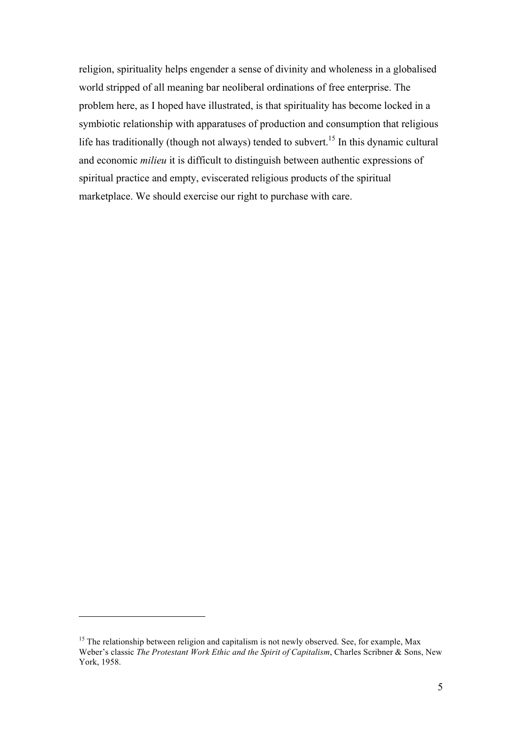religion, spirituality helps engender a sense of divinity and wholeness in a globalised world stripped of all meaning bar neoliberal ordinations of free enterprise. The problem here, as I hoped have illustrated, is that spirituality has become locked in a symbiotic relationship with apparatuses of production and consumption that religious life has traditionally (though not always) tended to subvert.[15] In this dynamic cultural and economic *milieu* it is difficult to distinguish between authentic expressions of spiritual practice and empty, eviscerated religious products of the spiritual marketplace. We should exercise our right to purchase with care.

---

[15] The relationship between religion and capitalism is not newly observed. See, for example, Max Weber's classic *The Protestant Work Ethic and the Spirit of Capitalism*, Charles Scribner & Sons, New York, 1958.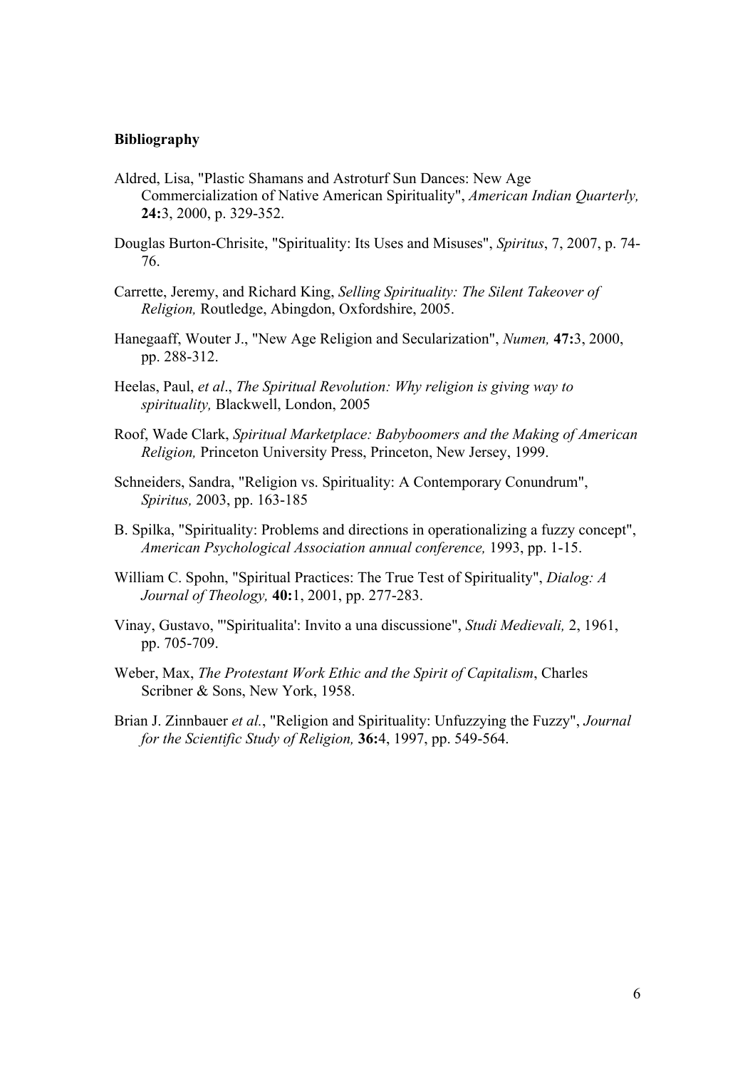**Bibliography**

Aldred, Lisa, "Plastic Shamans and Astroturf Sun Dances: New Age Commercialization of Native American Spirituality", *American Indian Quarterly,* **24:**3, 2000, p. 329-352.

Douglas Burton-Chrisite, "Spirituality: Its Uses and Misuses", *Spiritus*, 7, 2007, p. 74-76.

Carrette, Jeremy, and Richard King, *Selling Spirituality: The Silent Takeover of Religion,* Routledge, Abingdon, Oxfordshire, 2005.

Hanegaaff, Wouter J., "New Age Religion and Secularization", *Numen,* **47:**3, 2000, pp. 288-312.

Heelas, Paul, *et al*., *The Spiritual Revolution: Why religion is giving way to spirituality,* Blackwell, London, 2005

Roof, Wade Clark, *Spiritual Marketplace: Babyboomers and the Making of American Religion,* Princeton University Press, Princeton, New Jersey, 1999.

Schneiders, Sandra, "Religion vs. Spirituality: A Contemporary Conundrum", *Spiritus,* 2003, pp. 163-185

B. Spilka, "Spirituality: Problems and directions in operationalizing a fuzzy concept", *American Psychological Association annual conference,* 1993, pp. 1-15.

William C. Spohn, "Spiritual Practices: The True Test of Spirituality", *Dialog: A Journal of Theology,* **40:**1, 2001, pp. 277-283.

Vinay, Gustavo, "'Spiritualita': Invito a una discussione", *Studi Medievali,* 2, 1961, pp. 705-709.

Weber, Max, *The Protestant Work Ethic and the Spirit of Capitalism*, Charles Scribner & Sons, New York, 1958.

Brian J. Zinnbauer *et al.*, "Religion and Spirituality: Unfuzzying the Fuzzy", *Journal for the Scientific Study of Religion,* **36:**4, 1997, pp. 549-564.